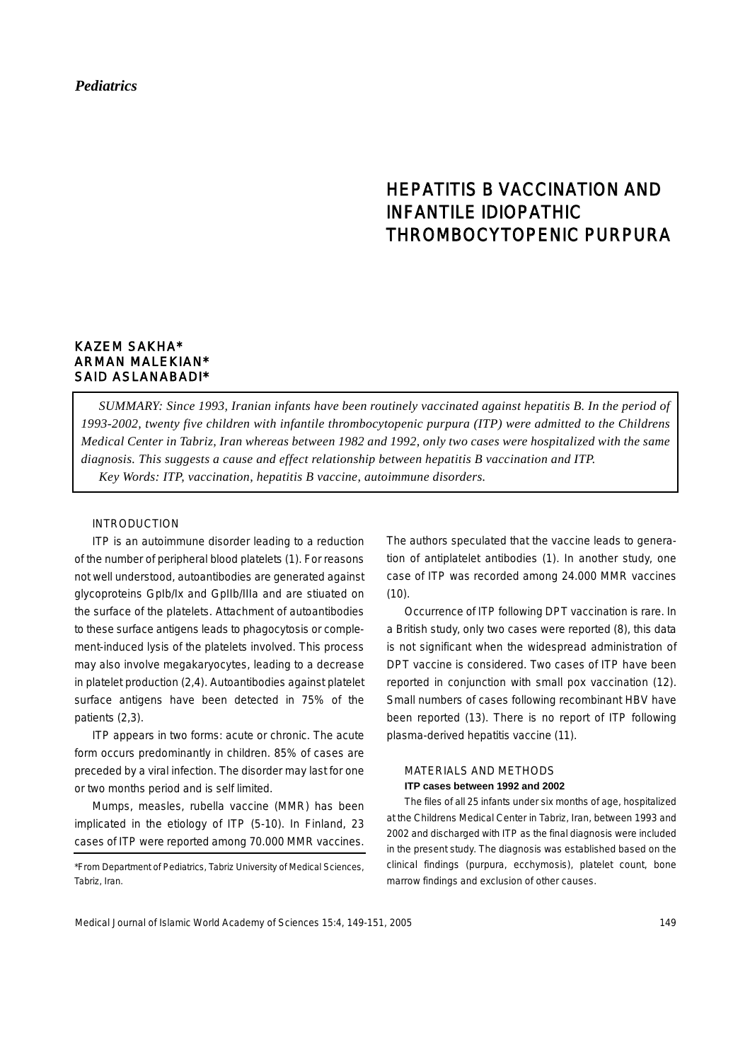*Pediatrics*

# HEPATITIS B VACCINATION AND INFANTILE IDIOPATHIC THROMBOCYTOPENIC PURPURA

KAZEM SAKHA*
ARMAN MALEKIAN*
SAID ASLANABADI*

*SUMMARY: Since 1993, Iranian infants have been routinely vaccinated against hepatitis B. In the period of 1993-2002, twenty five children with infantile thrombocytopenic purpura (ITP) were admitted to the Childrens Medical Center in Tabriz, Iran whereas between 1982 and 1992, only two cases were hospitalized with the same diagnosis. This suggests a cause and effect relationship between hepatitis B vaccination and ITP.*

*Key Words: ITP, vaccination, hepatitis B vaccine, autoimmune disorders.*

## INTRODUCTION

ITP is an autoimmune disorder leading to a reduction of the number of peripheral blood platelets (1). For reasons not well understood, autoantibodies are generated against glycoproteins GpIb/Ix and GpIIb/IIIa and are stiuated on the surface of the platelets. Attachment of autoantibodies to these surface antigens leads to phagocytosis or complement-induced lysis of the platelets involved. This process may also involve megakaryocytes, leading to a decrease in platelet production (2,4). Autoantibodies against platelet surface antigens have been detected in 75% of the patients (2,3).

ITP appears in two forms: acute or chronic. The acute form occurs predominantly in children. 85% of cases are preceded by a viral infection. The disorder may last for one or two months period and is self limited.

Mumps, measles, rubella vaccine (MMR) has been implicated in the etiology of ITP (5-10). In Finland, 23 cases of ITP were reported among 70.000 MMR vaccines. The authors speculated that the vaccine leads to generation of antiplatelet antibodies (1). In another study, one case of ITP was recorded among 24.000 MMR vaccines (10).

Occurrence of ITP following DPT vaccination is rare. In a British study, only two cases were reported (8), this data is not significant when the widespread administration of DPT vaccine is considered. Two cases of ITP have been reported in conjunction with small pox vaccination (12). Small numbers of cases following recombinant HBV have been reported (13). There is no report of ITP following plasma-derived hepatitis vaccine (11).

*From Department of Pediatrics, Tabriz University of Medical Sciences, Tabriz, Iran.

## MATERIALS AND METHODS

### ITP cases between 1992 and 2002

The files of all 25 infants under six months of age, hospitalized at the Childrens Medical Center in Tabriz, Iran, between 1993 and 2002 and discharged with ITP as the final diagnosis were included in the present study. The diagnosis was established based on the clinical findings (purpura, ecchymosis), platelet count, bone marrow findings and exclusion of other causes.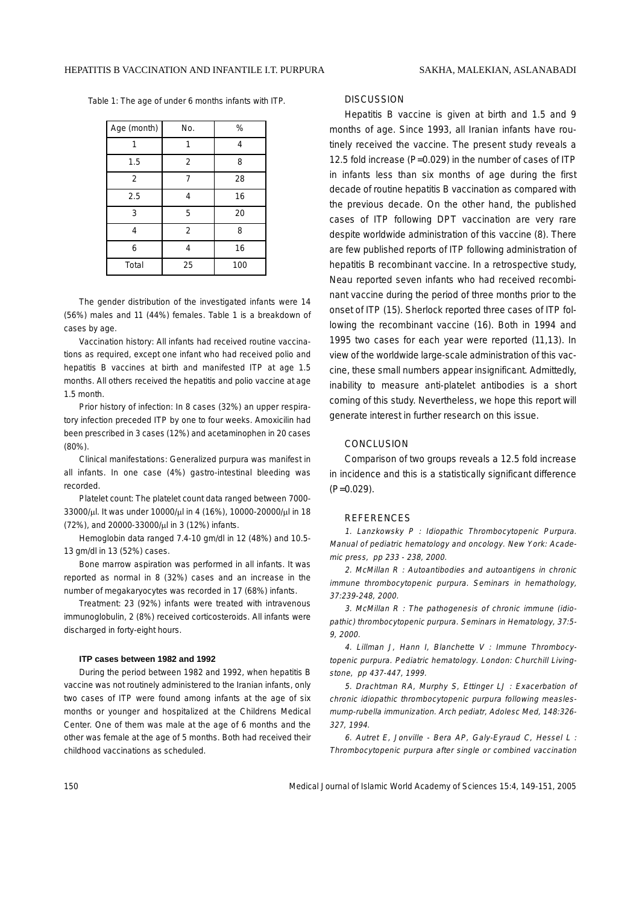Table 1: The age of under 6 months infants with ITP.

| Age (month) | No. | % |
|---|---|---|
| 1 | 1 | 4 |
| 1.5 | 2 | 8 |
| 2 | 7 | 28 |
| 2.5 | 4 | 16 |
| 3 | 5 | 20 |
| 4 | 2 | 8 |
| 6 | 4 | 16 |
| Total | 25 | 100 |

The gender distribution of the investigated infants were 14 (56%) males and 11 (44%) females. Table 1 is a breakdown of cases by age.

Vaccination history: All infants had received routine vaccinations as required, except one infant who had received polio and hepatitis B vaccines at birth and manifested ITP at age 1.5 months. All others received the hepatitis and polio vaccine at age 1.5 month.

Prior history of infection: In 8 cases (32%) an upper respiratory infection preceded ITP by one to four weeks. Amoxicilin had been prescribed in 3 cases (12%) and acetaminophen in 20 cases (80%).

Clinical manifestations: Generalized purpura was manifest in all infants. In one case (4%) gastro-intestinal bleeding was recorded.

Platelet count: The platelet count data ranged between 7000-33000/μl. It was under 10000/μl in 4 (16%), 10000-20000/μl in 18 (72%), and 20000-33000/μl in 3 (12%) infants.

Hemoglobin data ranged 7.4-10 gm/dl in 12 (48%) and 10.5-13 gm/dl in 13 (52%) cases.

Bone marrow aspiration was performed in all infants. It was reported as normal in 8 (32%) cases and an increase in the number of megakaryocytes was recorded in 17 (68%) infants.

Treatment: 23 (92%) infants were treated with intravenous immunoglobulin, 2 (8%) received corticosteroids. All infants were discharged in forty-eight hours.

### ITP cases between 1982 and 1992

During the period between 1982 and 1992, when hepatitis B vaccine was not routinely administered to the Iranian infants, only two cases of ITP were found among infants at the age of six months or younger and hospitalized at the Childrens Medical Center. One of them was male at the age of 6 months and the other was female at the age of 5 months. Both had received their childhood vaccinations as scheduled.

## DISCUSSION

Hepatitis B vaccine is given at birth and 1.5 and 9 months of age. Since 1993, all Iranian infants have routinely received the vaccine. The present study reveals a 12.5 fold increase (P=0.029) in the number of cases of ITP in infants less than six months of age during the first decade of routine hepatitis B vaccination as compared with the previous decade. On the other hand, the published cases of ITP following DPT vaccination are very rare despite worldwide administration of this vaccine (8). There are few published reports of ITP following administration of hepatitis B recombinant vaccine. In a retrospective study, Neau reported seven infants who had received recombinant vaccine during the period of three months prior to the onset of ITP (15). Sherlock reported three cases of ITP following the recombinant vaccine (16). Both in 1994 and 1995 two cases for each year were reported (11,13). In view of the worldwide large-scale administration of this vaccine, these small numbers appear insignificant. Admittedly, inability to measure anti-platelet antibodies is a short coming of this study. Nevertheless, we hope this report will generate interest in further research on this issue.

## CONCLUSION

Comparison of two groups reveals a 12.5 fold increase in incidence and this is a statistically significant difference (P=0.029).

## REFERENCES

*1. Lanzkowsky P : Idiopathic Thrombocytopenic Purpura. Manual of pediatric hematology and oncology. New York: Academic press, pp 233 - 238, 2000.*

*2. McMillan R : Autoantibodies and autoantigens in chronic immune thrombocytopenic purpura. Seminars in hemathology, 37:239-248, 2000.*

*3. McMillan R : The pathogenesis of chronic immune (idiopathic) thrombocytopenic purpura. Seminars in Hematology, 37:5-9, 2000.*

*4. Lillman J, Hann I, Blanchette V : Immune Thrombocytopenic purpura. Pediatric hematology. London: Churchill Livingstone, pp 437-447, 1999.*

*5. Drachtman RA, Murphy S, Ettinger LJ : Exacerbation of chronic idiopathic thrombocytopenic purpura following measles-mump-rubella immunization. Arch pediatr, Adolesc Med, 148:326-327, 1994.*

*6. Autret E, Jonville - Bera AP, Galy-Eyraud C, Hessel L : Thrombocytopenic purpura after single or combined vaccination*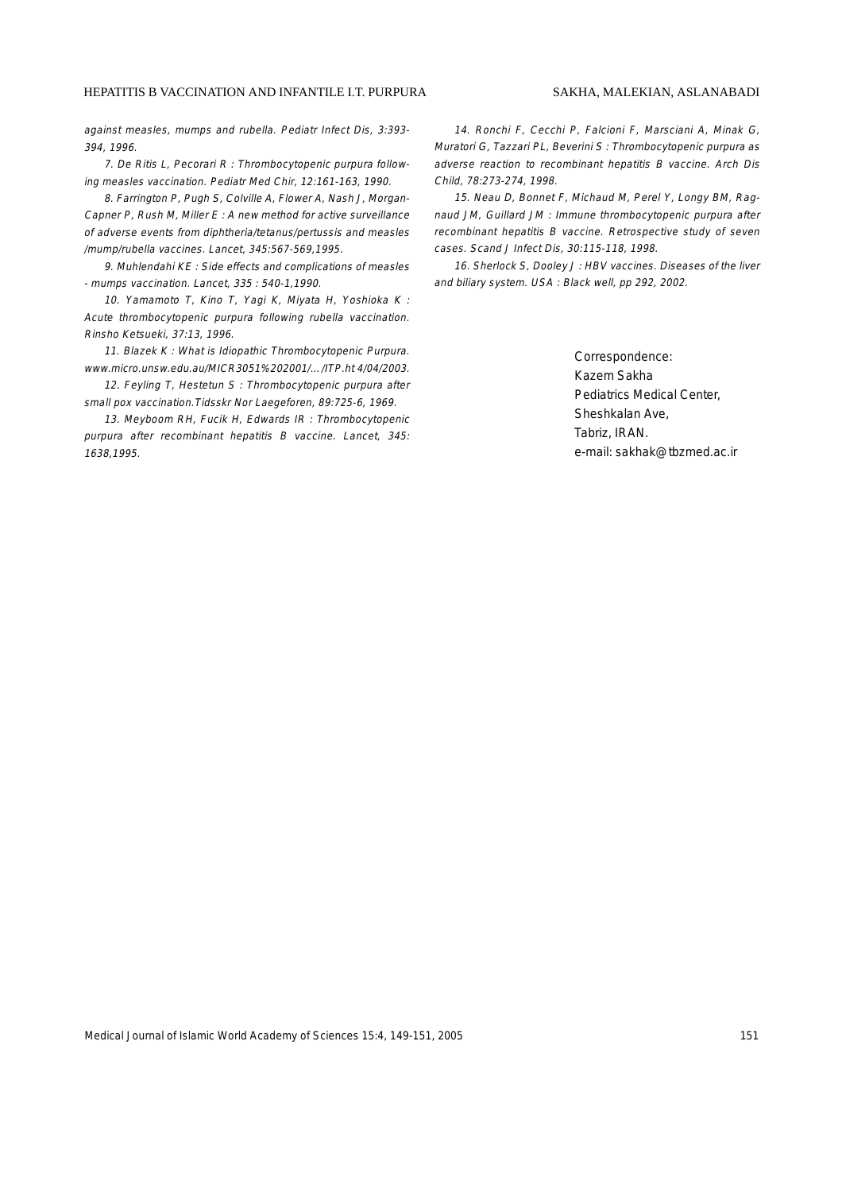against measles, mumps and rubella. Pediatr Infect Dis, 3:393-394, 1996.

7. De Ritis L, Pecorari R : Thrombocytopenic purpura following measles vaccination. Pediatr Med Chir, 12:161-163, 1990.

8. Farrington P, Pugh S, Colville A, Flower A, Nash J, Morgan-Capner P, Rush M, Miller E : A new method for active surveillance of adverse events from diphtheria/tetanus/pertussis and measles /mump/rubella vaccines. Lancet, 345:567-569,1995.

9. Muhlendahi KE : Side effects and complications of measles - mumps vaccination. Lancet, 335 : 540-1,1990.

10. Yamamoto T, Kino T, Yagi K, Miyata H, Yoshioka K : Acute thrombocytopenic purpura following rubella vaccination. Rinsho Ketsueki, 37:13, 1996.

11. Blazek K : What is Idiopathic Thrombocytopenic Purpura. www.micro.unsw.edu.au/MICR3051%202001/.../ITP.ht 4/04/2003.

12. Feyling T, Hestetun S : Thrombocytopenic purpura after small pox vaccination.Tidsskr Nor Laegeforen, 89:725-6, 1969.

13. Meyboom RH, Fucik H, Edwards IR : Thrombocytopenic purpura after recombinant hepatitis B vaccine. Lancet, 345: 1638,1995.

14. Ronchi F, Cecchi P, Falcioni F, Marsciani A, Minak G, Muratori G, Tazzari PL, Beverini S : Thrombocytopenic purpura as adverse reaction to recombinant hepatitis B vaccine. Arch Dis Child, 78:273-274, 1998.

15. Neau D, Bonnet F, Michaud M, Perel Y, Longy BM, Ragnaud JM, Guillard JM : Immune thrombocytopenic purpura after recombinant hepatitis B vaccine. Retrospective study of seven cases. Scand J Infect Dis, 30:115-118, 1998.

16. Sherlock S, Dooley J : HBV vaccines. Diseases of the liver and biliary system. USA : Black well, pp 292, 2002.

Correspondence:
Kazem Sakha
Pediatrics Medical Center,
Sheshkalan Ave,
Tabriz, IRAN.
e-mail: sakhak@tbzmed.ac.ir